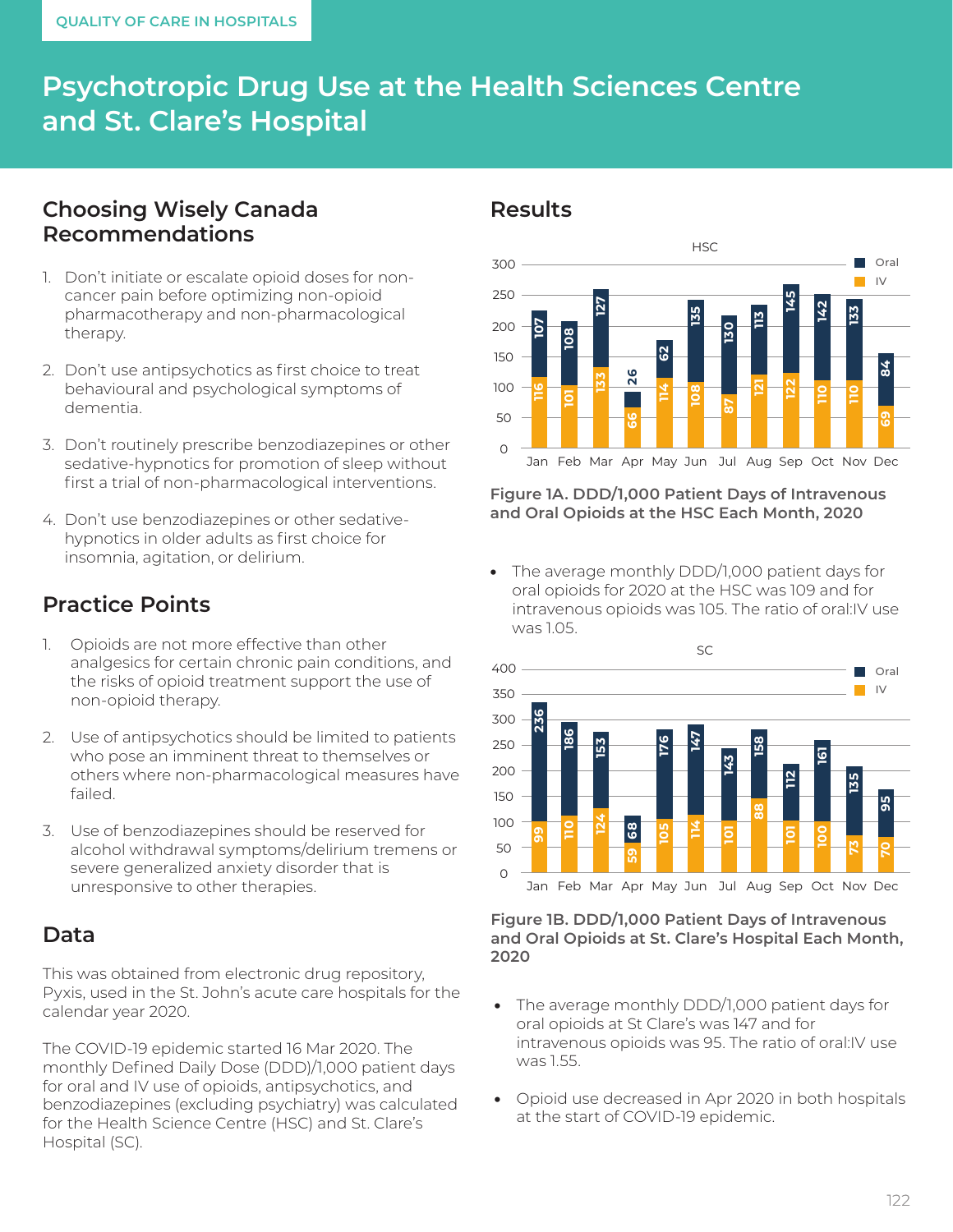# Psychotropic Drug Use at the Health Sciences Centre and St. Clare's Hospital

## Choosing Wisely Canada Recommendations

1. Don't initiate or escalate opioid doses for non-cancer pain before optimizing non-opioid pharmacotherapy and non-pharmacological therapy.
2. Don't use antipsychotics as first choice to treat behavioural and psychological symptoms of dementia.
3. Don't routinely prescribe benzodiazepines or other sedative-hypnotics for promotion of sleep without first a trial of non-pharmacological interventions.
4. Don't use benzodiazepines or other sedative-hypnotics in older adults as first choice for insomnia, agitation, or delirium.

## Practice Points

1. Opioids are not more effective than other analgesics for certain chronic pain conditions, and the risks of opioid treatment support the use of non-opioid therapy.
2. Use of antipsychotics should be limited to patients who pose an imminent threat to themselves or others where non-pharmacological measures have failed.
3. Use of benzodiazepines should be reserved for alcohol withdrawal symptoms/delirium tremens or severe generalized anxiety disorder that is unresponsive to other therapies.

## Data

This was obtained from electronic drug repository, Pyxis, used in the St. John's acute care hospitals for the calendar year 2020.

The COVID-19 epidemic started 16 Mar 2020. The monthly Defined Daily Dose (DDD)/1,000 patient days for oral and IV use of opioids, antipsychotics, and benzodiazepines (excluding psychiatry) was calculated for the Health Science Centre (HSC) and St. Clare's Hospital (SC).

## Results

HSC

| | Jan | Feb | Mar | Apr | May | Jun | Jul | Aug | Sep | Oct | Nov | Dec |
|---|---|---|---|---|---|---|---|---|---|---|---|---|
| Oral | 107 | 108 | 127 | 26 | 62 | 135 | 130 | 113 | 145 | 142 | 133 | 84 |
| IV | 116 | 101 | 133 | 66 | 114 | 108 | 87 | 121 | 122 | 110 | 110 | 69 |

**Figure 1A. DDD/1,000 Patient Days of Intravenous and Oral Opioids at the HSC Each Month, 2020**

- The average monthly DDD/1,000 patient days for oral opioids for 2020 at the HSC was 109 and for intravenous opioids was 105. The ratio of oral:IV use was 1.05.

SC

| | Jan | Feb | Mar | Apr | May | Jun | Jul | Aug | Sep | Oct | Nov | Dec |
|---|---|---|---|---|---|---|---|---|---|---|---|---|
| Oral | 236 | 186 | 153 | 68 | 176 | 147 | 143 | 158 | 112 | 161 | 135 | 95 |
| IV | 99 | 110 | 124 | 59 | 105 | 114 | 101 | 88 | 101 | 100 | 73 | 70 |

**Figure 1B. DDD/1,000 Patient Days of Intravenous and Oral Opioids at St. Clare's Hospital Each Month, 2020**

- The average monthly DDD/1,000 patient days for oral opioids at St Clare's was 147 and for intravenous opioids was 95. The ratio of oral:IV use was 1.55.
- Opioid use decreased in Apr 2020 in both hospitals at the start of COVID-19 epidemic.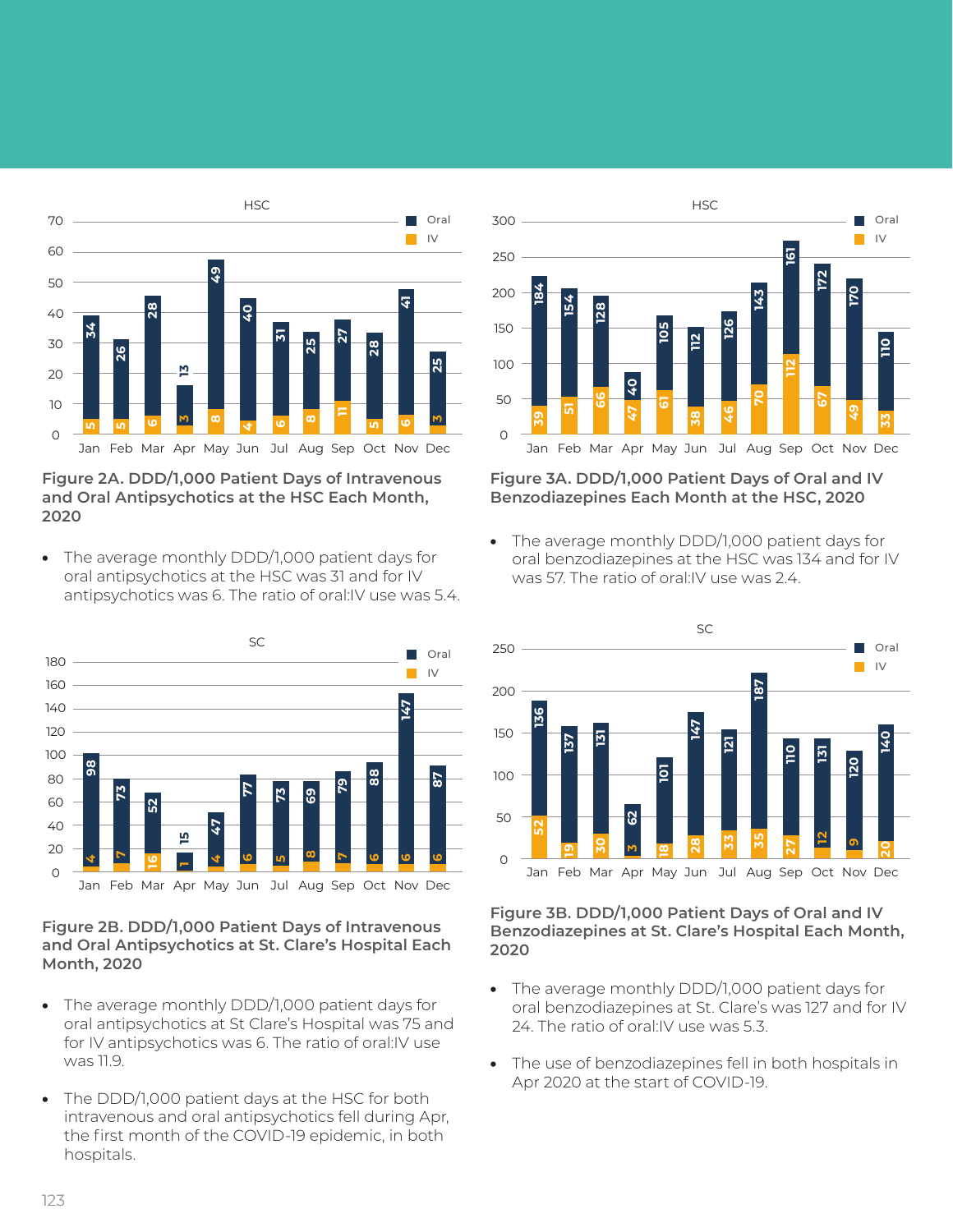**Figure 2A. DDD/1,000 Patient Days of Intravenous and Oral Antipsychotics at the HSC Each Month, 2020**

- The average monthly DDD/1,000 patient days for oral antipsychotics at the HSC was 31 and for IV antipsychotics was 6. The ratio of oral:IV use was 5.4.

**Figure 2B. DDD/1,000 Patient Days of Intravenous and Oral Antipsychotics at St. Clare's Hospital Each Month, 2020**

- The average monthly DDD/1,000 patient days for oral antipsychotics at St Clare's Hospital was 75 and for IV antipsychotics was 6. The ratio of oral:IV use was 11.9.
- The DDD/1,000 patient days at the HSC for both intravenous and oral antipsychotics fell during Apr, the first month of the COVID-19 epidemic, in both hospitals.

**Figure 3A. DDD/1,000 Patient Days of Oral and IV Benzodiazepines Each Month at the HSC, 2020**

- The average monthly DDD/1,000 patient days for oral benzodiazepines at the HSC was 134 and for IV was 57. The ratio of oral:IV use was 2.4.

**Figure 3B. DDD/1,000 Patient Days of Oral and IV Benzodiazepines at St. Clare's Hospital Each Month, 2020**

- The average monthly DDD/1,000 patient days for oral benzodiazepines at St. Clare's was 127 and for IV 24. The ratio of oral:IV use was 5.3.
- The use of benzodiazepines fell in both hospitals in Apr 2020 at the start of COVID-19.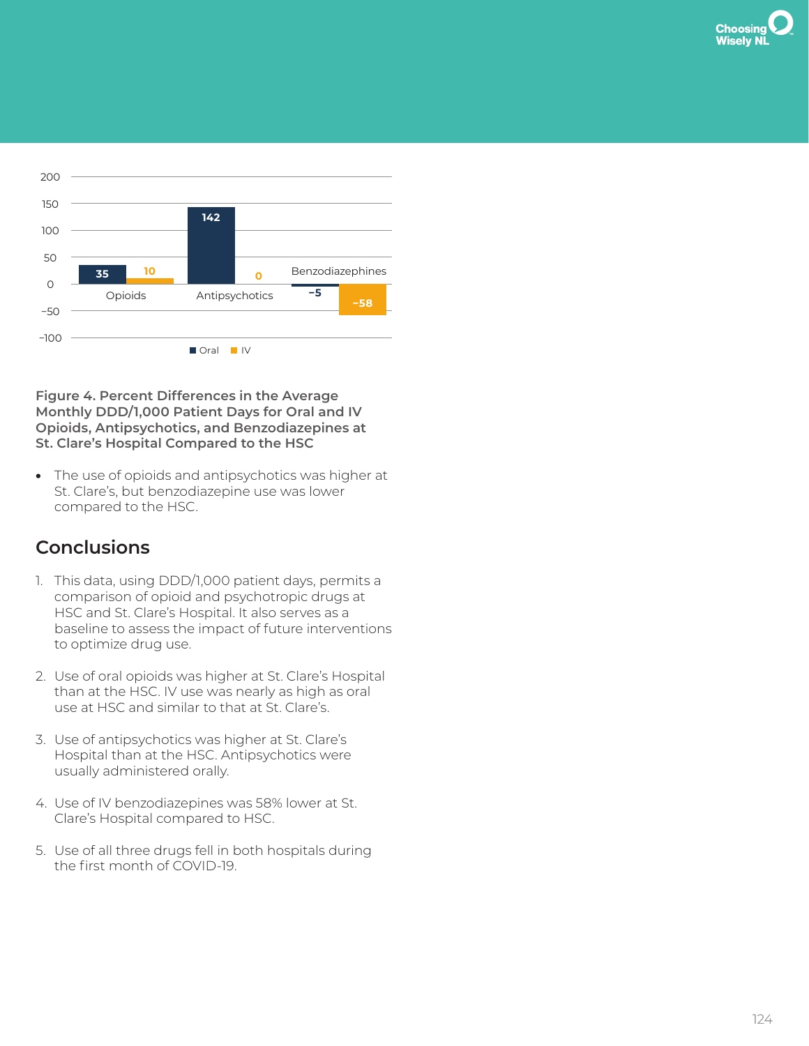200
150
100
50
0
-50
-100

35
10
142
0
-5
-58

Opioids
Antipsychotics
Benzodiazephines

Oral
IV

**Figure 4. Percent Differences in the Average Monthly DDD/1,000 Patient Days for Oral and IV Opioids, Antipsychotics, and Benzodiazepines at St. Clare's Hospital Compared to the HSC**

- The use of opioids and antipsychotics was higher at St. Clare's, but benzodiazepine use was lower compared to the HSC.

## Conclusions

1. This data, using DDD/1,000 patient days, permits a comparison of opioid and psychotropic drugs at HSC and St. Clare's Hospital. It also serves as a baseline to assess the impact of future interventions to optimize drug use.
2. Use of oral opioids was higher at St. Clare's Hospital than at the HSC. IV use was nearly as high as oral use at HSC and similar to that at St. Clare's.
3. Use of antipsychotics was higher at St. Clare's Hospital than at the HSC. Antipsychotics were usually administered orally.
4. Use of IV benzodiazepines was 58% lower at St. Clare's Hospital compared to HSC.
5. Use of all three drugs fell in both hospitals during the first month of COVID-19.